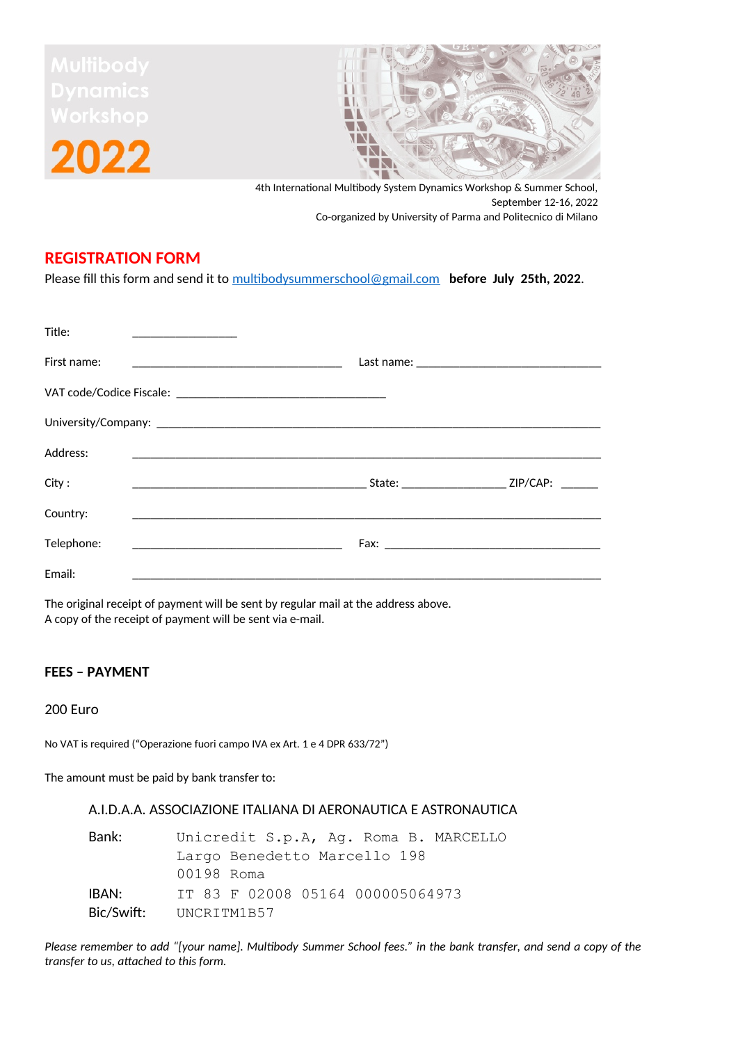Multibody Dynamics Workshop

2022

4th International Multibody System Dynamics Workshop & Summer School,
September 12-16, 2022
Co-organized by University of Parma and Politecnico di Milano

## REGISTRATION FORM

Please fill this form and send it to multibodysummerschool@gmail.com **before July 25th, 2022**.

Title: ________________

First name: ________________________________ Last name: ____________________________

VAT code/Codice Fiscale: ________________________________

University/Company: ____________________________________________________________________

Address: ______________________________________________________________________

City : ____________________________________ State: ________________ ZIP/CAP: ______

Country: ______________________________________________________________________

Telephone: ________________________________ Fax: _________________________________

Email: ______________________________________________________________________

The original receipt of payment will be sent by regular mail at the address above.
A copy of the receipt of payment will be sent via e-mail.

### FEES – PAYMENT

200 Euro

No VAT is required (“Operazione fuori campo IVA ex Art. 1 e 4 DPR 633/72”)

The amount must be paid by bank transfer to:

A.I.D.A.A. ASSOCIAZIONE ITALIANA DI AERONAUTICA E ASTRONAUTICA

| | |
|---|---|
| Bank: | Unicredit S.p.A, Ag. Roma B. MARCELLO<br>Largo Benedetto Marcello 198<br>00198 Roma |
| IBAN: | IT 83 F 02008 05164 000005064973 |
| Bic/Swift: | UNCRITM1B57 |

*Please remember to add “[your name]. Multibody Summer School fees.” in the bank transfer, and send a copy of the transfer to us, attached to this form.*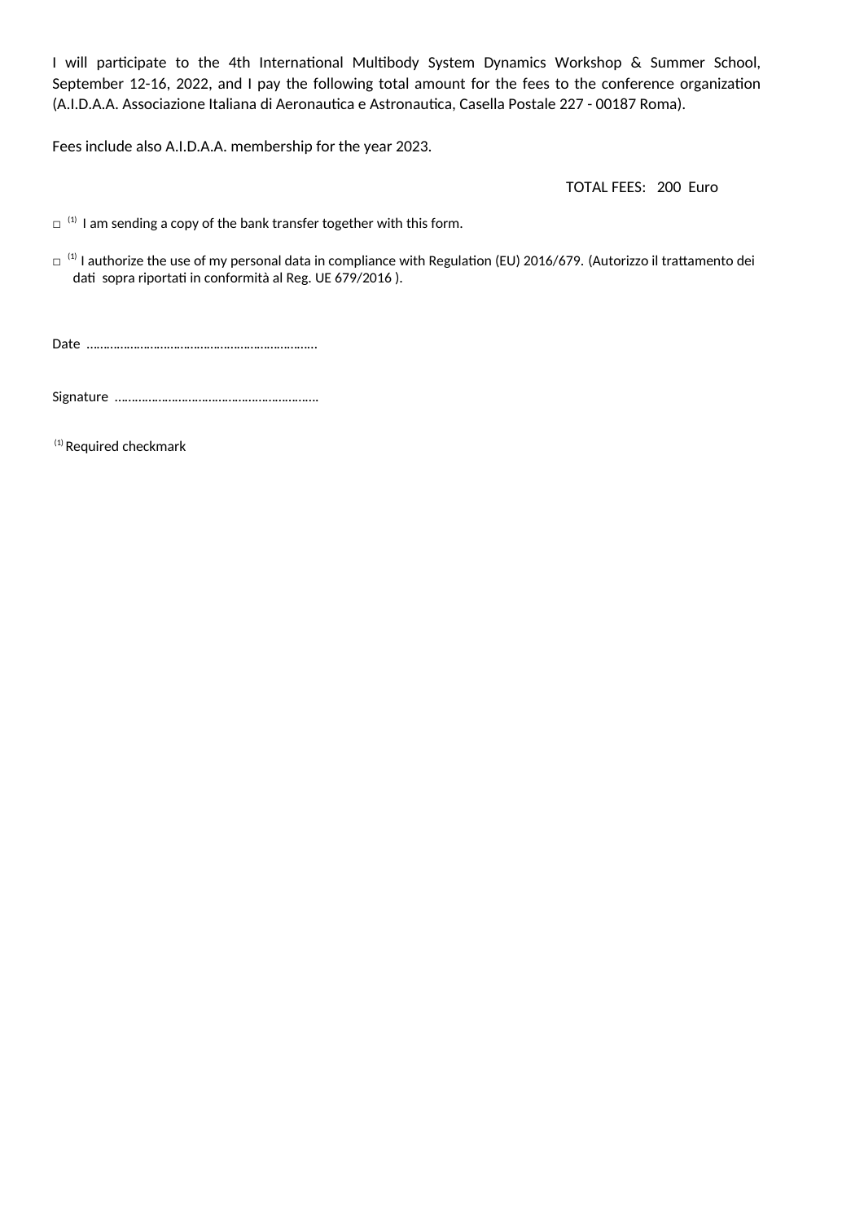I will participate to the 4th International Multibody System Dynamics Workshop & Summer School, September 12-16, 2022, and I pay the following total amount for the fees to the conference organization (A.I.D.A.A. Associazione Italiana di Aeronautica e Astronautica, Casella Postale 227 - 00187 Roma).

Fees include also A.I.D.A.A. membership for the year 2023.

TOTAL FEES: 200 Euro

□ [1] I am sending a copy of the bank transfer together with this form.

□ [1] I authorize the use of my personal data in compliance with Regulation (EU) 2016/679. (Autorizzo il trattamento dei dati sopra riportati in conformità al Reg. UE 679/2016 ).

Date ……………………………………………………………

Signature ……………………………………………………

[1] Required checkmark